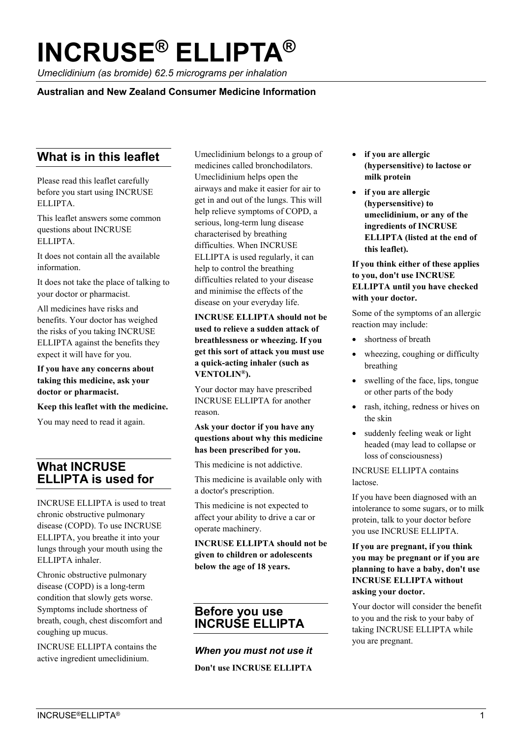# INCRUSE® ELLIPTA®

*Umeclidinium (as bromide) 62.5 micrograms per inhalation*

**Australian and New Zealand Consumer Medicine Information**

## What is in this leaflet

Please read this leaflet carefully before you start using INCRUSE ELLIPTA.

This leaflet answers some common questions about INCRUSE ELLIPTA.

It does not contain all the available information.

It does not take the place of talking to your doctor or pharmacist.

All medicines have risks and benefits. Your doctor has weighed the risks of you taking INCRUSE ELLIPTA against the benefits they expect it will have for you.

**If you have any concerns about taking this medicine, ask your doctor or pharmacist.**

**Keep this leaflet with the medicine.**

You may need to read it again.

## What INCRUSE ELLIPTA is used for

INCRUSE ELLIPTA is used to treat chronic obstructive pulmonary disease (COPD). To use INCRUSE ELLIPTA, you breathe it into your lungs through your mouth using the ELLIPTA inhaler.

Chronic obstructive pulmonary disease (COPD) is a long-term condition that slowly gets worse. Symptoms include shortness of breath, cough, chest discomfort and coughing up mucus.

INCRUSE ELLIPTA contains the active ingredient umeclidinium.

Umeclidinium belongs to a group of medicines called bronchodilators. Umeclidinium helps open the airways and make it easier for air to get in and out of the lungs. This will help relieve symptoms of COPD, a serious, long-term lung disease characterised by breathing difficulties. When INCRUSE ELLIPTA is used regularly, it can help to control the breathing difficulties related to your disease and minimise the effects of the disease on your everyday life.

**INCRUSE ELLIPTA should not be used to relieve a sudden attack of breathlessness or wheezing. If you get this sort of attack you must use a quick-acting inhaler (such as VENTOLIN®).**

Your doctor may have prescribed INCRUSE ELLIPTA for another reason.

**Ask your doctor if you have any questions about why this medicine has been prescribed for you.**

This medicine is not addictive.

This medicine is available only with a doctor's prescription.

This medicine is not expected to affect your ability to drive a car or operate machinery.

**INCRUSE ELLIPTA should not be given to children or adolescents below the age of 18 years.**

## Before you use INCRUSE ELLIPTA

### *When you must not use it*

**Don't use INCRUSE ELLIPTA**

- **if you are allergic (hypersensitive) to lactose or milk protein**
- **if you are allergic (hypersensitive) to umeclidinium, or any of the ingredients of INCRUSE ELLIPTA (listed at the end of this leaflet).**

**If you think either of these applies to you, don't use INCRUSE ELLIPTA until you have checked with your doctor.**

Some of the symptoms of an allergic reaction may include:

- shortness of breath
- wheezing, coughing or difficulty breathing
- swelling of the face, lips, tongue or other parts of the body
- rash, itching, redness or hives on the skin
- suddenly feeling weak or light headed (may lead to collapse or loss of consciousness)

INCRUSE ELLIPTA contains lactose.

If you have been diagnosed with an intolerance to some sugars, or to milk protein, talk to your doctor before you use INCRUSE ELLIPTA.

**If you are pregnant, if you think you may be pregnant or if you are planning to have a baby, don't use INCRUSE ELLIPTA without asking your doctor.**

Your doctor will consider the benefit to you and the risk to your baby of taking INCRUSE ELLIPTA while you are pregnant.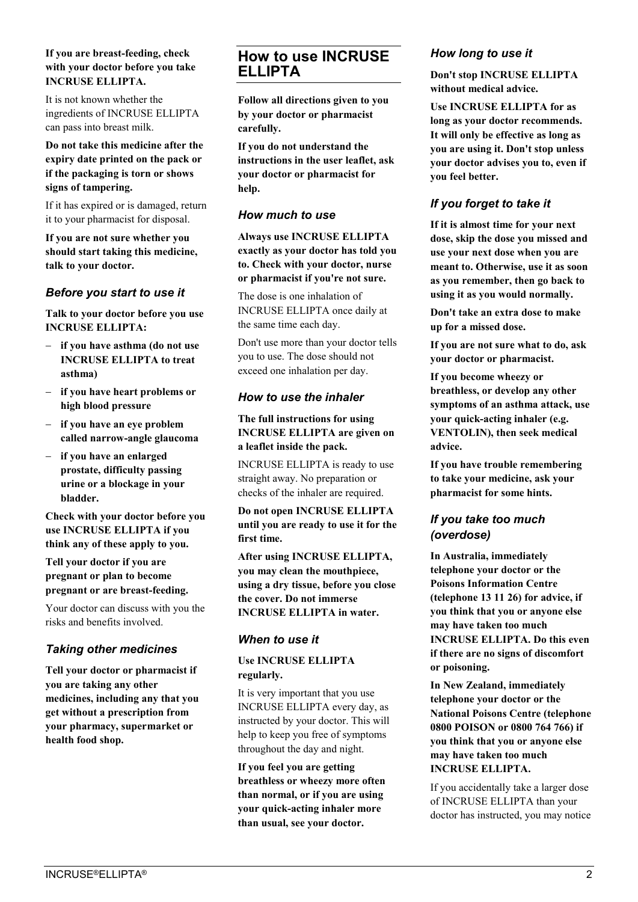**If you are breast-feeding, check with your doctor before you take INCRUSE ELLIPTA.**

It is not known whether the ingredients of INCRUSE ELLIPTA can pass into breast milk.

**Do not take this medicine after the expiry date printed on the pack or if the packaging is torn or shows signs of tampering.**

If it has expired or is damaged, return it to your pharmacist for disposal.

**If you are not sure whether you should start taking this medicine, talk to your doctor.**

### *Before you start to use it*

**Talk to your doctor before you use INCRUSE ELLIPTA:**

- **if you have asthma (do not use INCRUSE ELLIPTA to treat asthma)**
- **if you have heart problems or high blood pressure**
- **if you have an eye problem called narrow-angle glaucoma**
- **if you have an enlarged prostate, difficulty passing urine or a blockage in your bladder.**

**Check with your doctor before you use INCRUSE ELLIPTA if you think any of these apply to you.**

**Tell your doctor if you are pregnant or plan to become pregnant or are breast-feeding.**

Your doctor can discuss with you the risks and benefits involved.

### *Taking other medicines*

**Tell your doctor or pharmacist if you are taking any other medicines, including any that you get without a prescription from your pharmacy, supermarket or health food shop.**

## How to use INCRUSE ELLIPTA

**Follow all directions given to you by your doctor or pharmacist carefully.**

**If you do not understand the instructions in the user leaflet, ask your doctor or pharmacist for help.**

### *How much to use*

**Always use INCRUSE ELLIPTA exactly as your doctor has told you to. Check with your doctor, nurse or pharmacist if you're not sure.**

The dose is one inhalation of INCRUSE ELLIPTA once daily at the same time each day.

Don't use more than your doctor tells you to use. The dose should not exceed one inhalation per day.

### *How to use the inhaler*

**The full instructions for using INCRUSE ELLIPTA are given on a leaflet inside the pack.**

INCRUSE ELLIPTA is ready to use straight away. No preparation or checks of the inhaler are required.

**Do not open INCRUSE ELLIPTA until you are ready to use it for the first time.**

**After using INCRUSE ELLIPTA, you may clean the mouthpiece, using a dry tissue, before you close the cover. Do not immerse INCRUSE ELLIPTA in water.**

### *When to use it*

**Use INCRUSE ELLIPTA regularly.**

It is very important that you use INCRUSE ELLIPTA every day, as instructed by your doctor. This will help to keep you free of symptoms throughout the day and night.

**If you feel you are getting breathless or wheezy more often than normal, or if you are using your quick-acting inhaler more than usual, see your doctor.**

### *How long to use it*

**Don't stop INCRUSE ELLIPTA without medical advice.**

**Use INCRUSE ELLIPTA for as long as your doctor recommends. It will only be effective as long as you are using it. Don't stop unless your doctor advises you to, even if you feel better.**

### *If you forget to take it*

**If it is almost time for your next dose, skip the dose you missed and use your next dose when you are meant to. Otherwise, use it as soon as you remember, then go back to using it as you would normally.**

**Don't take an extra dose to make up for a missed dose.**

**If you are not sure what to do, ask your doctor or pharmacist.**

**If you become wheezy or breathless, or develop any other symptoms of an asthma attack, use your quick-acting inhaler (e.g. VENTOLIN), then seek medical advice.**

**If you have trouble remembering to take your medicine, ask your pharmacist for some hints.**

### *If you take too much (overdose)*

**In Australia, immediately telephone your doctor or the Poisons Information Centre (telephone 13 11 26) for advice, if you think that you or anyone else may have taken too much INCRUSE ELLIPTA. Do this even if there are no signs of discomfort or poisoning.**

**In New Zealand, immediately telephone your doctor or the National Poisons Centre (telephone 0800 POISON or 0800 764 766) if you think that you or anyone else may have taken too much INCRUSE ELLIPTA.**

If you accidentally take a larger dose of INCRUSE ELLIPTA than your doctor has instructed, you may notice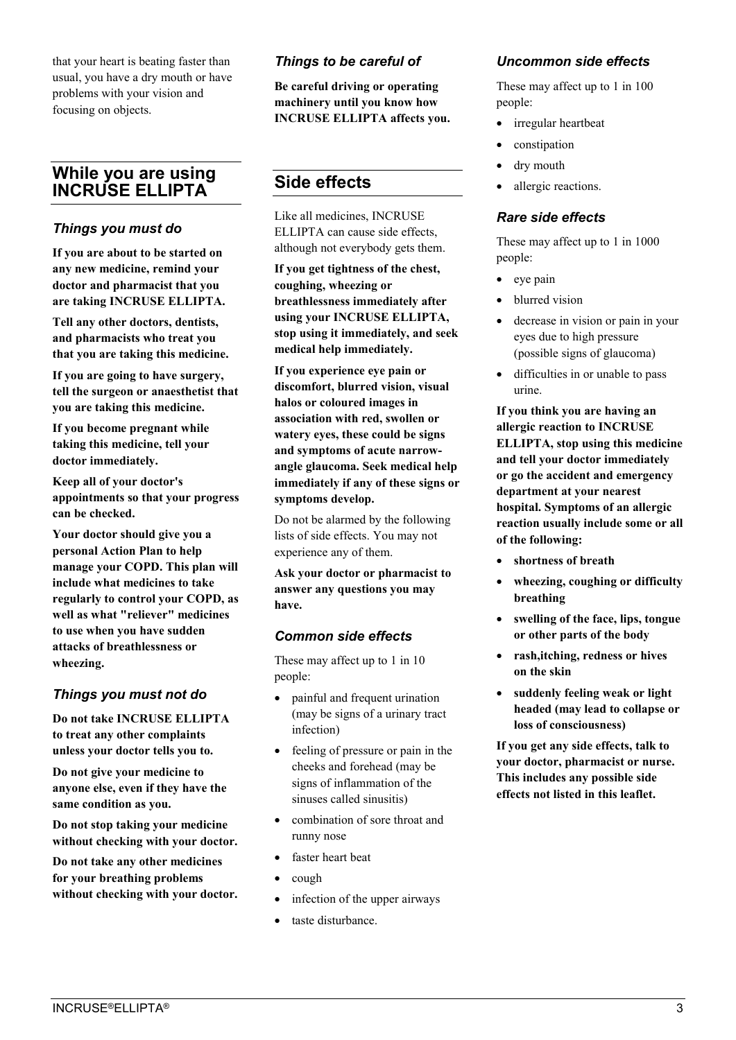that your heart is beating faster than usual, you have a dry mouth or have problems with your vision and focusing on objects.

## While you are using INCRUSE ELLIPTA

### Things you must do

**If you are about to be started on any new medicine, remind your doctor and pharmacist that you are taking INCRUSE ELLIPTA.**

**Tell any other doctors, dentists, and pharmacists who treat you that you are taking this medicine.**

**If you are going to have surgery, tell the surgeon or anaesthetist that you are taking this medicine.**

**If you become pregnant while taking this medicine, tell your doctor immediately.**

**Keep all of your doctor's appointments so that your progress can be checked.**

**Your doctor should give you a personal Action Plan to help manage your COPD. This plan will include what medicines to take regularly to control your COPD, as well as what "reliever" medicines to use when you have sudden attacks of breathlessness or wheezing.**

### Things you must not do

**Do not take INCRUSE ELLIPTA to treat any other complaints unless your doctor tells you to.**

**Do not give your medicine to anyone else, even if they have the same condition as you.**

**Do not stop taking your medicine without checking with your doctor.**

**Do not take any other medicines for your breathing problems without checking with your doctor.**

### Things to be careful of

**Be careful driving or operating machinery until you know how INCRUSE ELLIPTA affects you.**

## Side effects

Like all medicines, INCRUSE ELLIPTA can cause side effects, although not everybody gets them.

**If you get tightness of the chest, coughing, wheezing or breathlessness immediately after using your INCRUSE ELLIPTA, stop using it immediately, and seek medical help immediately.**

**If you experience eye pain or discomfort, blurred vision, visual halos or coloured images in association with red, swollen or watery eyes, these could be signs and symptoms of acute narrow-angle glaucoma. Seek medical help immediately if any of these signs or symptoms develop.**

Do not be alarmed by the following lists of side effects. You may not experience any of them.

**Ask your doctor or pharmacist to answer any questions you may have.**

### Common side effects

These may affect up to 1 in 10 people:

- painful and frequent urination (may be signs of a urinary tract infection)
- feeling of pressure or pain in the cheeks and forehead (may be signs of inflammation of the sinuses called sinusitis)
- combination of sore throat and runny nose
- faster heart beat
- cough
- infection of the upper airways
- taste disturbance.

### Uncommon side effects

These may affect up to 1 in 100 people:

- irregular heartbeat
- constipation
- dry mouth
- allergic reactions.

### Rare side effects

These may affect up to 1 in 1000 people:

- eye pain
- blurred vision
- decrease in vision or pain in your eyes due to high pressure (possible signs of glaucoma)
- difficulties in or unable to pass urine.

**If you think you are having an allergic reaction to INCRUSE ELLIPTA, stop using this medicine and tell your doctor immediately or go the accident and emergency department at your nearest hospital. Symptoms of an allergic reaction usually include some or all of the following:**

- **shortness of breath**
- **wheezing, coughing or difficulty breathing**
- **swelling of the face, lips, tongue or other parts of the body**
- **rash,itching, redness or hives on the skin**
- **suddenly feeling weak or light headed (may lead to collapse or loss of consciousness)**

**If you get any side effects, talk to your doctor, pharmacist or nurse. This includes any possible side effects not listed in this leaflet.**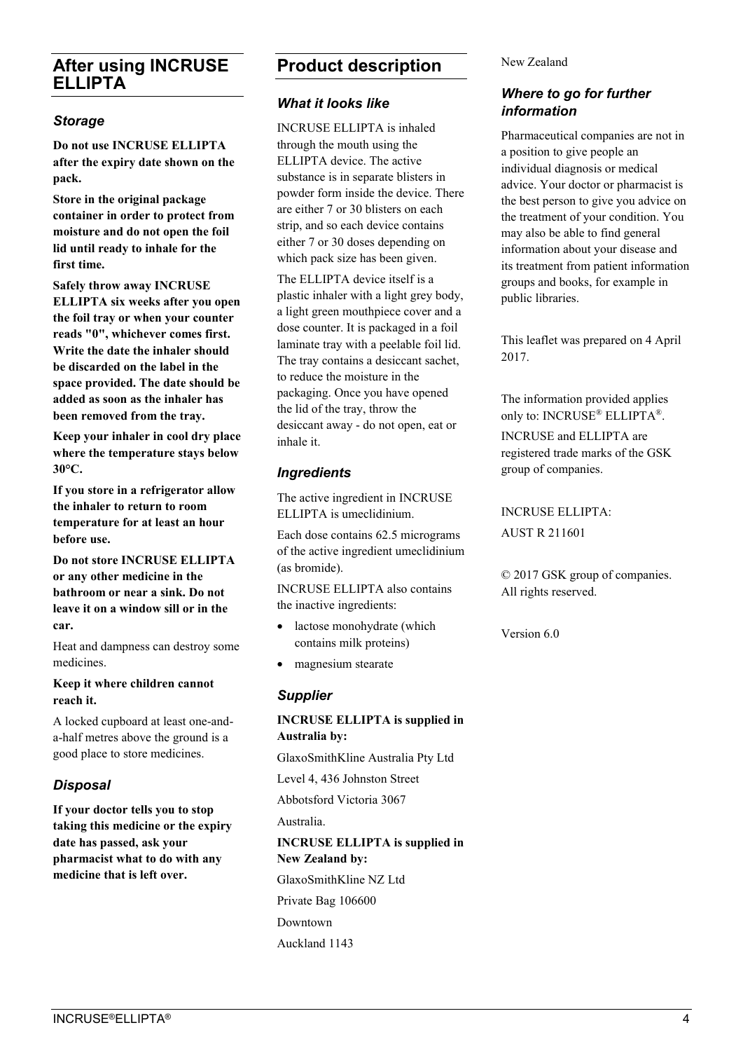## After using INCRUSE ELLIPTA

### *Storage*

**Do not use INCRUSE ELLIPTA after the expiry date shown on the pack.**

**Store in the original package container in order to protect from moisture and do not open the foil lid until ready to inhale for the first time.**

**Safely throw away INCRUSE ELLIPTA six weeks after you open the foil tray or when your counter reads "0", whichever comes first. Write the date the inhaler should be discarded on the label in the space provided. The date should be added as soon as the inhaler has been removed from the tray.**

**Keep your inhaler in cool dry place where the temperature stays below 30°C.**

**If you store in a refrigerator allow the inhaler to return to room temperature for at least an hour before use.**

**Do not store INCRUSE ELLIPTA or any other medicine in the bathroom or near a sink. Do not leave it on a window sill or in the car.**

Heat and dampness can destroy some medicines.

**Keep it where children cannot reach it.**

A locked cupboard at least one-and-a-half metres above the ground is a good place to store medicines.

### *Disposal*

**If your doctor tells you to stop taking this medicine or the expiry date has passed, ask your pharmacist what to do with any medicine that is left over.**

## Product description

### *What it looks like*

INCRUSE ELLIPTA is inhaled through the mouth using the ELLIPTA device. The active substance is in separate blisters in powder form inside the device. There are either 7 or 30 blisters on each strip, and so each device contains either 7 or 30 doses depending on which pack size has been given.

The ELLIPTA device itself is a plastic inhaler with a light grey body, a light green mouthpiece cover and a dose counter. It is packaged in a foil laminate tray with a peelable foil lid. The tray contains a desiccant sachet, to reduce the moisture in the packaging. Once you have opened the lid of the tray, throw the desiccant away - do not open, eat or inhale it.

### *Ingredients*

The active ingredient in INCRUSE ELLIPTA is umeclidinium.

Each dose contains 62.5 micrograms of the active ingredient umeclidinium (as bromide).

INCRUSE ELLIPTA also contains the inactive ingredients:

- lactose monohydrate (which contains milk proteins)
- magnesium stearate

### *Supplier*

**INCRUSE ELLIPTA is supplied in Australia by:**

GlaxoSmithKline Australia Pty Ltd

Level 4, 436 Johnston Street

Abbotsford Victoria 3067

Australia.

**INCRUSE ELLIPTA is supplied in New Zealand by:**

GlaxoSmithKline NZ Ltd

Private Bag 106600

Downtown

Auckland 1143

New Zealand

### *Where to go for further information*

Pharmaceutical companies are not in a position to give people an individual diagnosis or medical advice. Your doctor or pharmacist is the best person to give you advice on the treatment of your condition. You may also be able to find general information about your disease and its treatment from patient information groups and books, for example in public libraries.

This leaflet was prepared on 4 April 2017.

The information provided applies only to: INCRUSE® ELLIPTA®.

INCRUSE and ELLIPTA are registered trade marks of the GSK group of companies.

INCRUSE ELLIPTA:

AUST R 211601

© 2017 GSK group of companies. All rights reserved.

Version 6.0